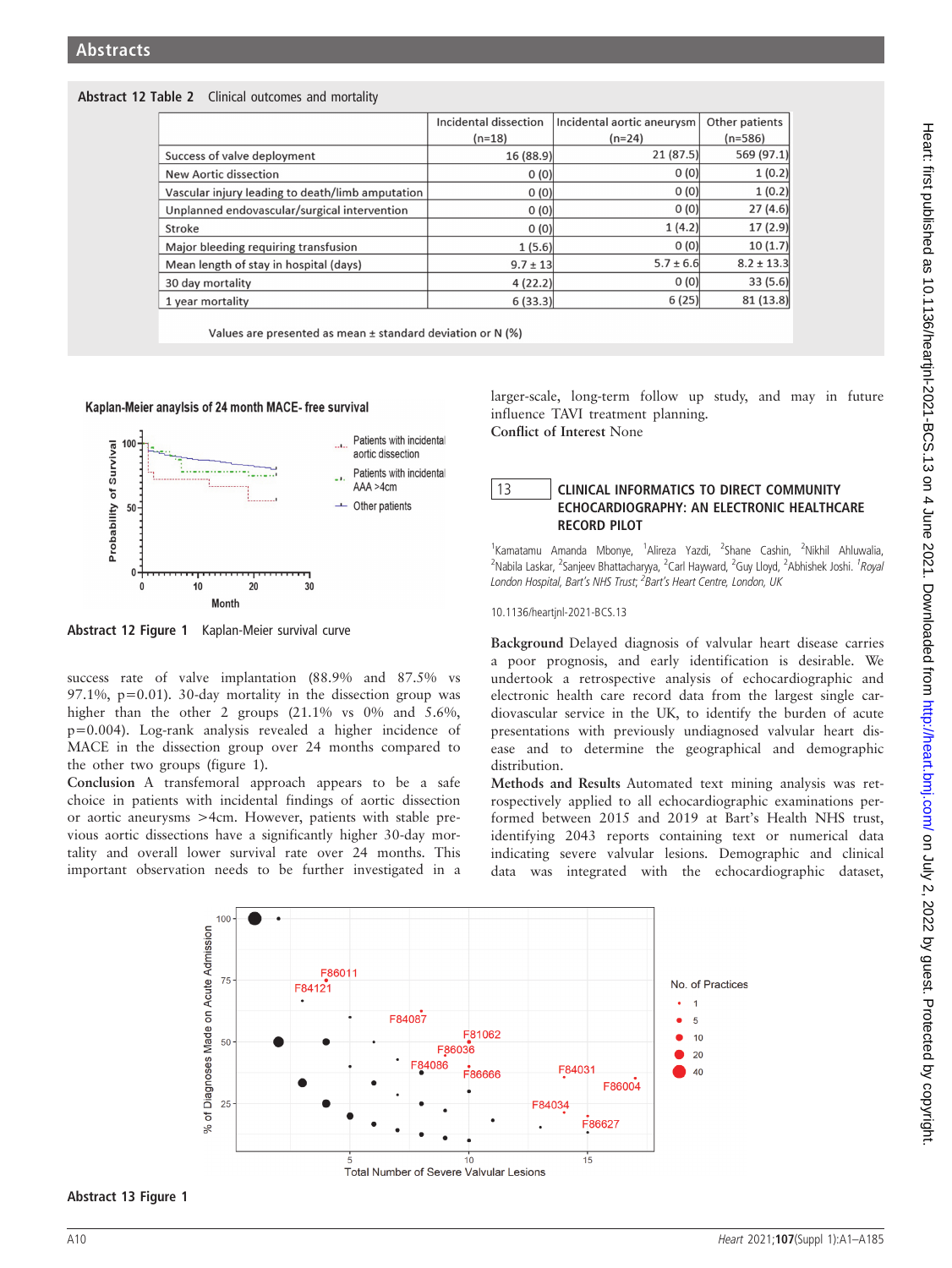**Abstract 12 Table 2** Clinical outcomes and mortality

| | Incidental dissection (n=18) | Incidental aortic aneurysm (n=24) | Other patients (n=586) |
|---|---|---|---|
| Success of valve deployment | 16 (88.9) | 21 (87.5) | 569 (97.1) |
| New Aortic dissection | 0 (0) | 0 (0) | 1 (0.2) |
| Vascular injury leading to death/limb amputation | 0 (0) | 0 (0) | 1 (0.2) |
| Unplanned endovascular/surgical intervention | 0 (0) | 0 (0) | 27 (4.6) |
| Stroke | 0 (0) | 1 (4.2) | 17 (2.9) |
| Major bleeding requiring transfusion | 1 (5.6) | 0 (0) | 10 (1.7) |
| Mean length of stay in hospital (days) | 9.7 ± 13 | 5.7 ± 6.6 | 8.2 ± 13.3 |
| 30 day mortality | 4 (22.2) | 0 (0) | 33 (5.6) |
| 1 year mortality | 6 (33.3) | 6 (25) | 81 (13.8) |

Values are presented as mean ± standard deviation or N (%)

**Abstract 12 Figure 1** Kaplan-Meier survival curve

success rate of valve implantation (88.9% and 87.5% vs 97.1%, p=0.01). 30-day mortality in the dissection group was higher than the other 2 groups (21.1% vs 0% and 5.6%, p=0.004). Log-rank analysis revealed a higher incidence of MACE in the dissection group over 24 months compared to the other two groups (figure 1).

**Conclusion** A transfemoral approach appears to be a safe choice in patients with incidental findings of aortic dissection or aortic aneurysms >4cm. However, patients with stable previous aortic dissections have a significantly higher 30-day mortality and overall lower survival rate over 24 months. This important observation needs to be further investigated in a larger-scale, long-term follow up study, and may in future influence TAVI treatment planning.

**Conflict of Interest** None

## 13 CLINICAL INFORMATICS TO DIRECT COMMUNITY ECHOCARDIOGRAPHY: AN ELECTRONIC HEALTHCARE RECORD PILOT

[1]Kamatamu Amanda Mbonye, [1]Alireza Yazdi, [2]Shane Cashin, [2]Nikhil Ahluwalia, [2]Nabila Laskar, [2]Sanjeev Bhattacharyya, [2]Carl Hayward, [2]Guy Lloyd, [2]Abhishek Joshi. *[1]Royal London Hospital, Bart's NHS Trust; [2]Bart's Heart Centre, London, UK*

10.1136/heartjnl-2021-BCS.13

**Background** Delayed diagnosis of valvular heart disease carries a poor prognosis, and early identification is desirable. We undertook a retrospective analysis of echocardiographic and electronic health care record data from the largest single cardiovascular service in the UK, to identify the burden of acute presentations with previously undiagnosed valvular heart disease and to determine the geographical and demographic distribution.

**Methods and Results** Automated text mining analysis was retrospectively applied to all echocardiographic examinations performed between 2015 and 2019 at Bart's Health NHS trust, identifying 2043 reports containing text or numerical data indicating severe valvular lesions. Demographic and clinical data was integrated with the echocardiographic dataset,

**Abstract 13 Figure 1**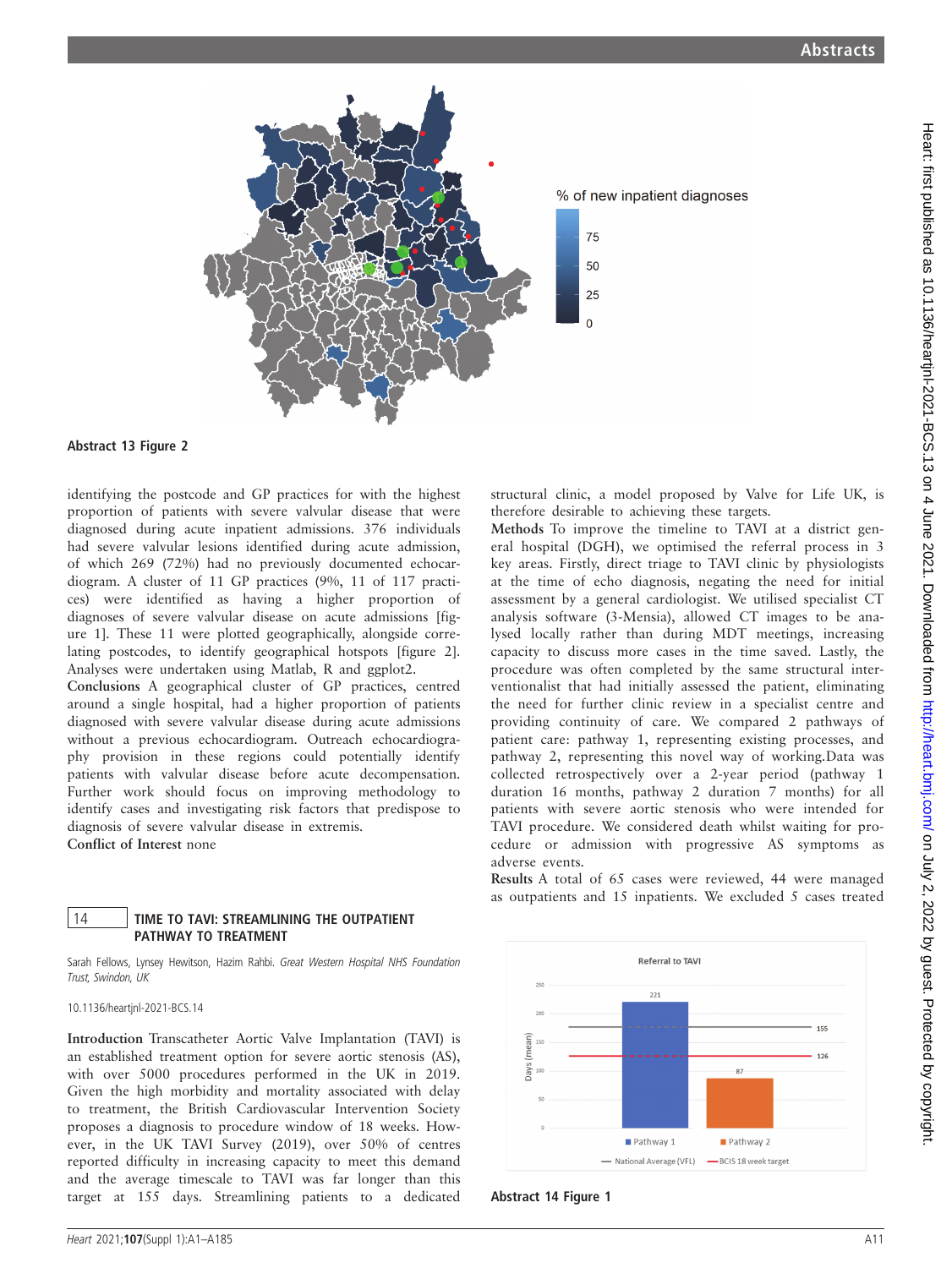% of new inpatient diagnoses

75

50

25

0

Abstract 13 Figure 2

identifying the postcode and GP practices for with the highest proportion of patients with severe valvular disease that were diagnosed during acute inpatient admissions. 376 individuals had severe valvular lesions identified during acute admission, of which 269 (72%) had no previously documented echocardiogram. A cluster of 11 GP practices (9%, 11 of 117 practices) were identified as having a higher proportion of diagnoses of severe valvular disease on acute admissions [figure 1]. These 11 were plotted geographically, alongside correlating postcodes, to identify geographical hotspots [figure 2]. Analyses were undertaken using Matlab, R and ggplot2.

**Conclusions** A geographical cluster of GP practices, centred around a single hospital, had a higher proportion of patients diagnosed with severe valvular disease during acute admissions without a previous echocardiogram. Outreach echocardiography provision in these regions could potentially identify patients with valvular disease before acute decompensation. Further work should focus on improving methodology to identify cases and investigating risk factors that predispose to diagnosis of severe valvular disease in extremis.

**Conflict of Interest** none

## 14 TIME TO TAVI: STREAMLINING THE OUTPATIENT PATHWAY TO TREATMENT

Sarah Fellows, Lynsey Hewitson, Hazim Rahbi. *Great Western Hospital NHS Foundation Trust, Swindon, UK*

10.1136/heartjnl-2021-BCS.14

**Introduction** Transcatheter Aortic Valve Implantation (TAVI) is an established treatment option for severe aortic stenosis (AS), with over 5000 procedures performed in the UK in 2019. Given the high morbidity and mortality associated with delay to treatment, the British Cardiovascular Intervention Society proposes a diagnosis to procedure window of 18 weeks. However, in the UK TAVI Survey (2019), over 50% of centres reported difficulty in increasing capacity to meet this demand and the average timescale to TAVI was far longer than this target at 155 days. Streamlining patients to a dedicated structural clinic, a model proposed by Valve for Life UK, is therefore desirable to achieving these targets.

**Methods** To improve the timeline to TAVI at a district general hospital (DGH), we optimised the referral process in 3 key areas. Firstly, direct triage to TAVI clinic by physiologists at the time of echo diagnosis, negating the need for initial assessment by a general cardiologist. We utilised specialist CT analysis software (3-Mensia), allowed CT images to be analysed locally rather than during MDT meetings, increasing capacity to discuss more cases in the time saved. Lastly, the procedure was often completed by the same structural interventionalist that had initially assessed the patient, eliminating the need for further clinic review in a specialist centre and providing continuity of care. We compared 2 pathways of patient care: pathway 1, representing existing processes, and pathway 2, representing this novel way of working.Data was collected retrospectively over a 2-year period (pathway 1 duration 16 months, pathway 2 duration 7 months) for all patients with severe aortic stenosis who were intended for TAVI procedure. We considered death whilst waiting for procedure or admission with progressive AS symptoms as adverse events.

**Results** A total of 65 cases were reviewed, 44 were managed as outpatients and 15 inpatients. We excluded 5 cases treated

Referral to TAVI

Days (mean)

250
200
150
100
50
0

221

87

155

126

Pathway 1
Pathway 2

National Average (VFL)
BCIS 18 week target

Abstract 14 Figure 1